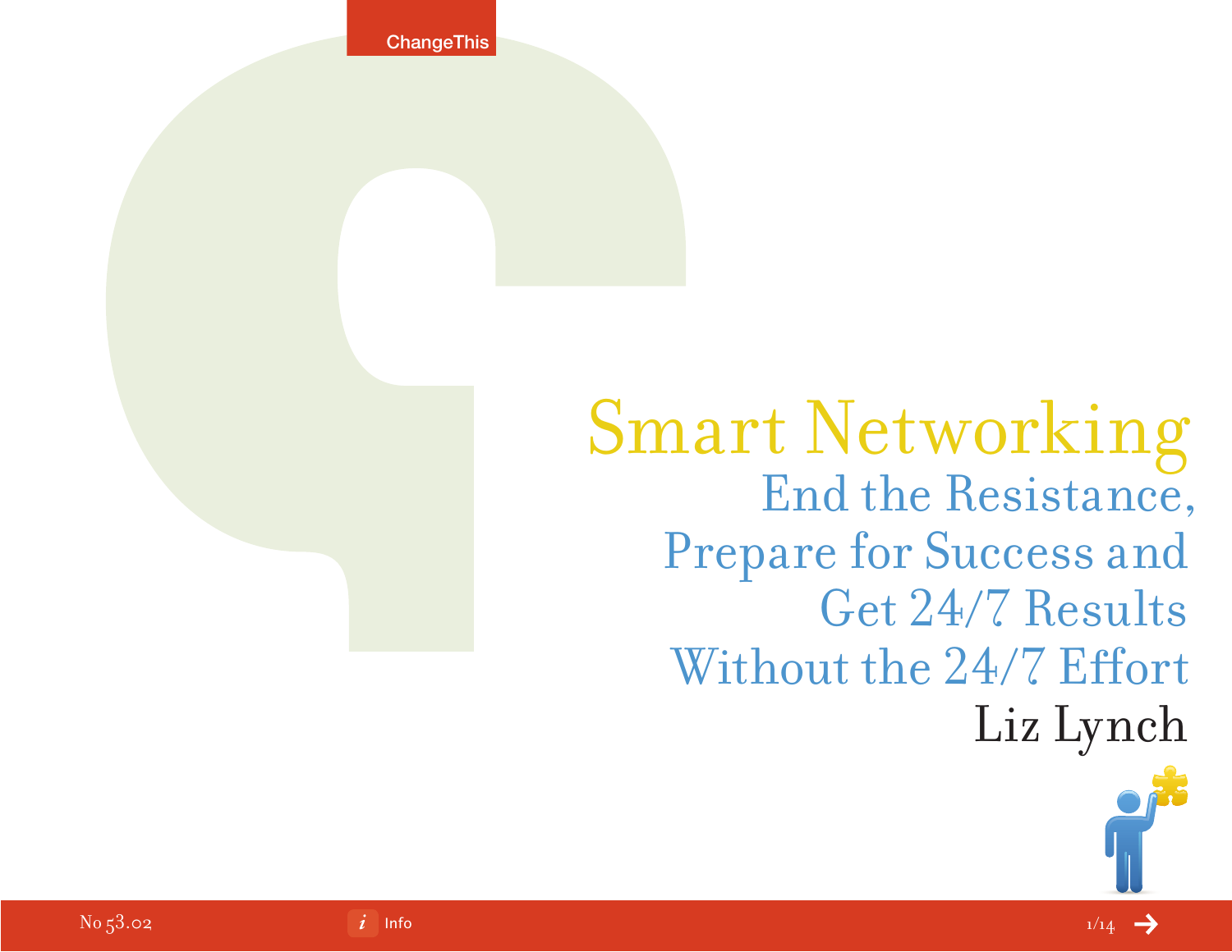# Smart Networking

## End the Resistance, Prepare for Success and Get 24/7 Results Without the 24/7 Effort

Liz Lynch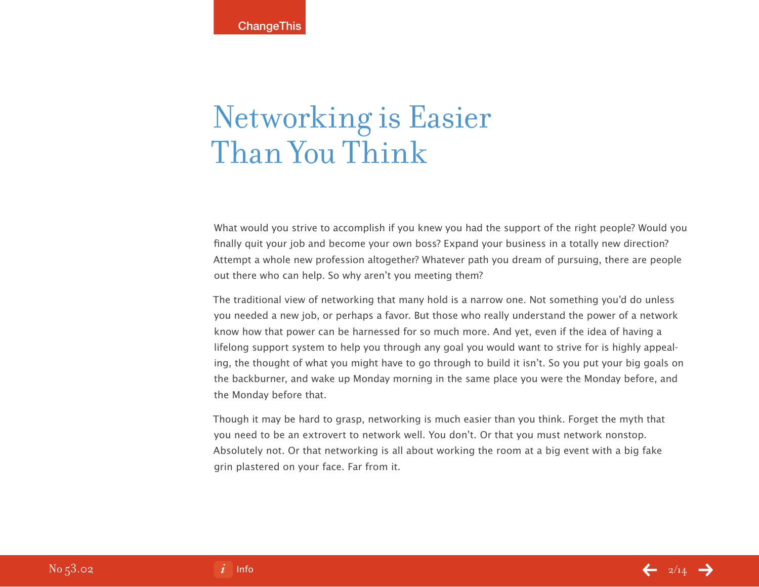# Networking is Easier Than You Think

What would you strive to accomplish if you knew you had the support of the right people? Would you finally quit your job and become your own boss? Expand your business in a totally new direction? Attempt a whole new profession altogether? Whatever path you dream of pursuing, there are people out there who can help. So why aren't you meeting them?

The traditional view of networking that many hold is a narrow one. Not something you'd do unless you needed a new job, or perhaps a favor. But those who really understand the power of a network know how that power can be harnessed for so much more. And yet, even if the idea of having a lifelong support system to help you through any goal you would want to strive for is highly appealing, the thought of what you might have to go through to build it isn't. So you put your big goals on the backburner, and wake up Monday morning in the same place you were the Monday before, and the Monday before that.

Though it may be hard to grasp, networking is much easier than you think. Forget the myth that you need to be an extrovert to network well. You don't. Or that you must network nonstop. Absolutely not. Or that networking is all about working the room at a big event with a big fake grin plastered on your face. Far from it.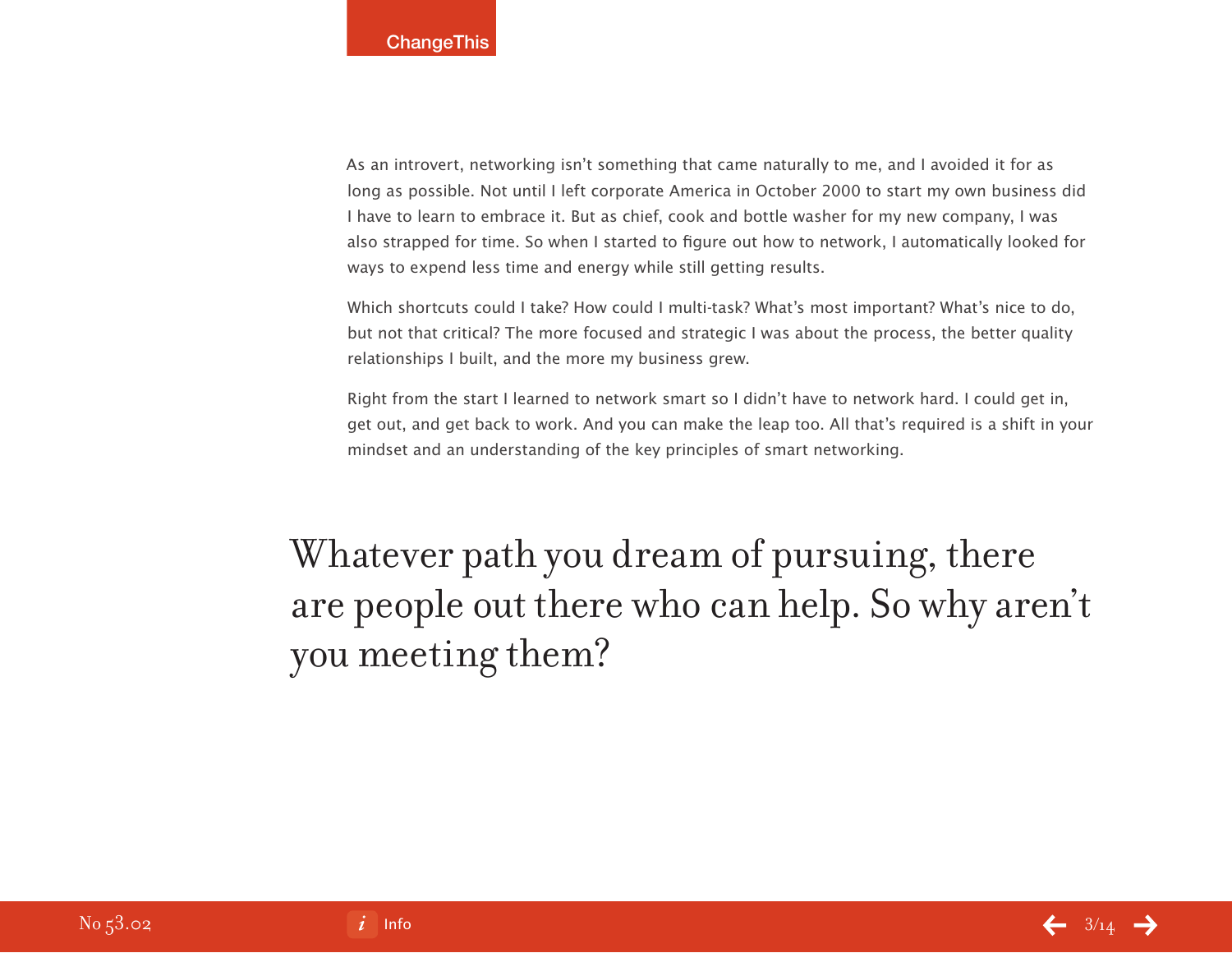As an introvert, networking isn't something that came naturally to me, and I avoided it for as long as possible. Not until I left corporate America in October 2000 to start my own business did I have to learn to embrace it. But as chief, cook and bottle washer for my new company, I was also strapped for time. So when I started to figure out how to network, I automatically looked for ways to expend less time and energy while still getting results.

Which shortcuts could I take? How could I multi-task? What's most important? What's nice to do, but not that critical? The more focused and strategic I was about the process, the better quality relationships I built, and the more my business grew.

Right from the start I learned to network smart so I didn't have to network hard. I could get in, get out, and get back to work. And you can make the leap too. All that's required is a shift in your mindset and an understanding of the key principles of smart networking.

> Whatever path you dream of pursuing, there are people out there who can help. So why aren't you meeting them?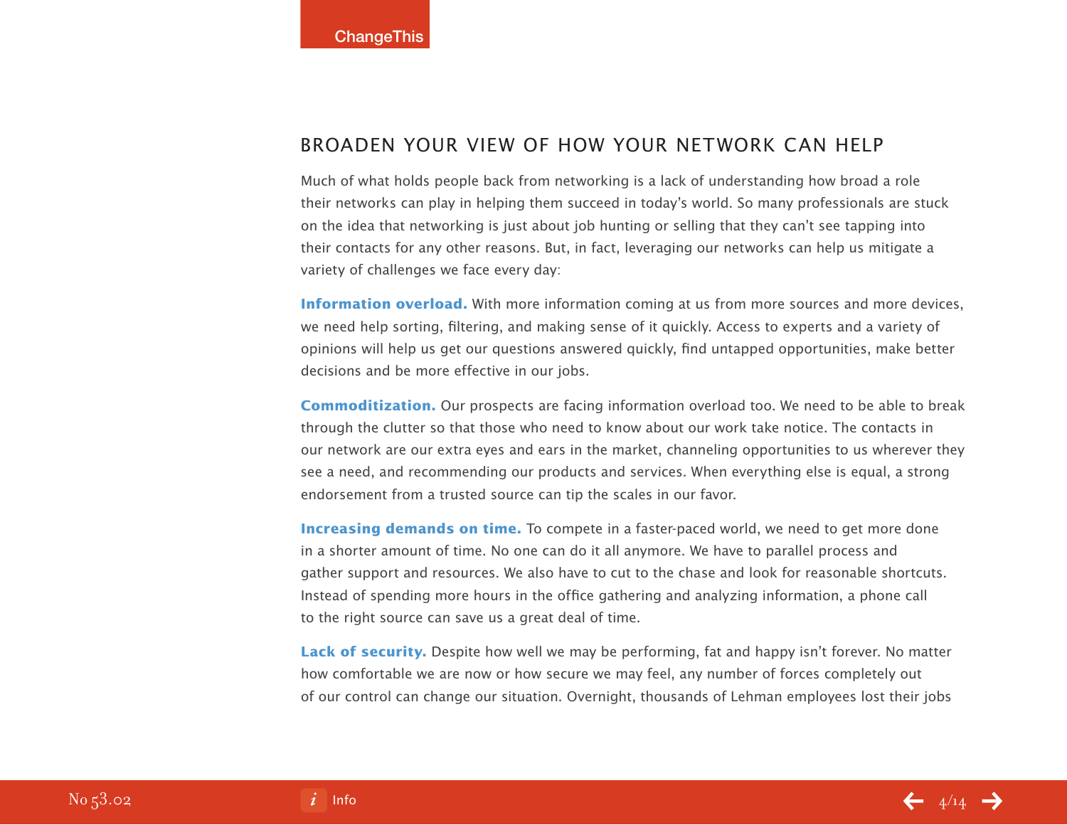## BROADEN YOUR VIEW OF HOW YOUR NETWORK CAN HELP

Much of what holds people back from networking is a lack of understanding how broad a role their networks can play in helping them succeed in today's world. So many professionals are stuck on the idea that networking is just about job hunting or selling that they can't see tapping into their contacts for any other reasons. But, in fact, leveraging our networks can help us mitigate a variety of challenges we face every day:

**Information overload.** With more information coming at us from more sources and more devices, we need help sorting, filtering, and making sense of it quickly. Access to experts and a variety of opinions will help us get our questions answered quickly, find untapped opportunities, make better decisions and be more effective in our jobs.

**Commoditization.** Our prospects are facing information overload too. We need to be able to break through the clutter so that those who need to know about our work take notice. The contacts in our network are our extra eyes and ears in the market, channeling opportunities to us wherever they see a need, and recommending our products and services. When everything else is equal, a strong endorsement from a trusted source can tip the scales in our favor.

**Increasing demands on time.** To compete in a faster-paced world, we need to get more done in a shorter amount of time. No one can do it all anymore. We have to parallel process and gather support and resources. We also have to cut to the chase and look for reasonable shortcuts. Instead of spending more hours in the office gathering and analyzing information, a phone call to the right source can save us a great deal of time.

**Lack of security.** Despite how well we may be performing, fat and happy isn't forever. No matter how comfortable we are now or how secure we may feel, any number of forces completely out of our control can change our situation. Overnight, thousands of Lehman employees lost their jobs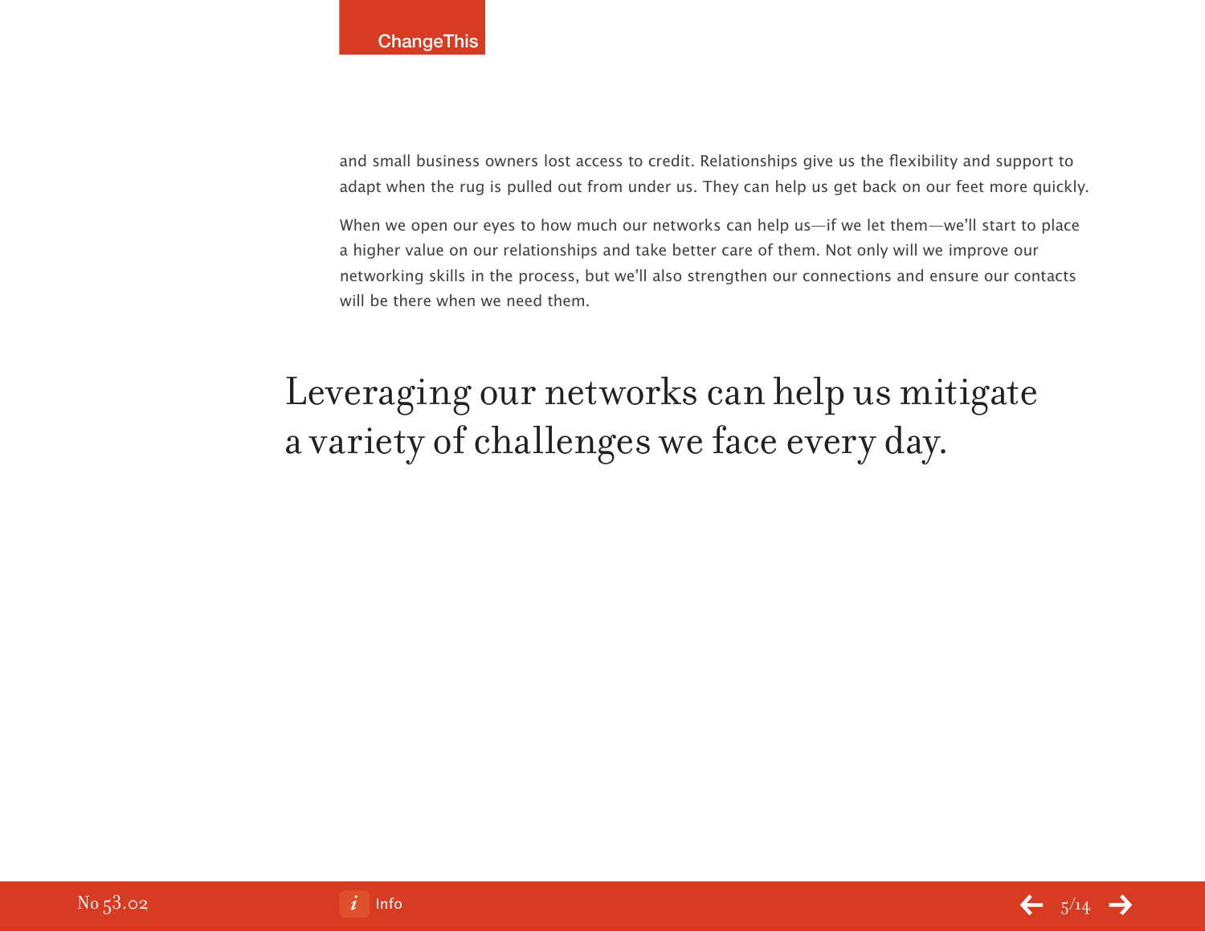and small business owners lost access to credit. Relationships give us the flexibility and support to adapt when the rug is pulled out from under us. They can help us get back on our feet more quickly.

When we open our eyes to how much our networks can help us—if we let them—we'll start to place a higher value on our relationships and take better care of them. Not only will we improve our networking skills in the process, but we'll also strengthen our connections and ensure our contacts will be there when we need them.

## Leveraging our networks can help us mitigate a variety of challenges we face every day.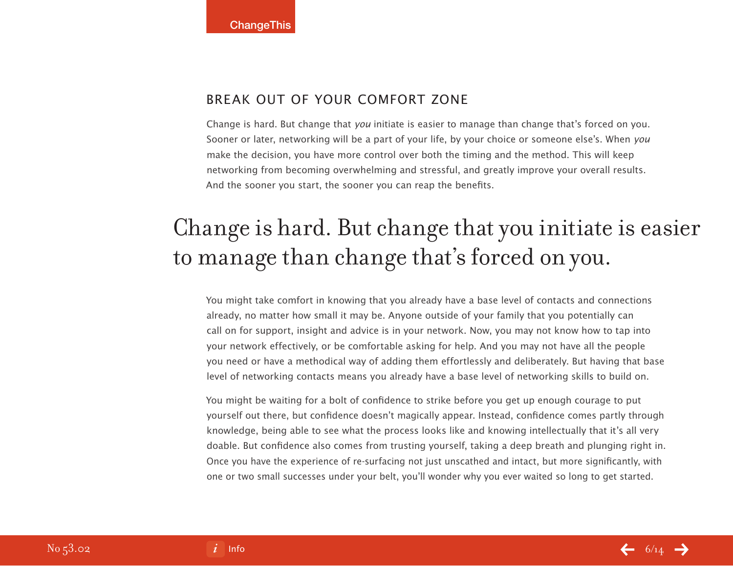## BREAK OUT OF YOUR COMFORT ZONE

Change is hard. But change that *you* initiate is easier to manage than change that's forced on you. Sooner or later, networking will be a part of your life, by your choice or someone else's. When *you* make the decision, you have more control over both the timing and the method. This will keep networking from becoming overwhelming and stressful, and greatly improve your overall results. And the sooner you start, the sooner you can reap the benefits.

> Change is hard. But change that you initiate is easier to manage than change that's forced on you.

You might take comfort in knowing that you already have a base level of contacts and connections already, no matter how small it may be. Anyone outside of your family that you potentially can call on for support, insight and advice is in your network. Now, you may not know how to tap into your network effectively, or be comfortable asking for help. And you may not have all the people you need or have a methodical way of adding them effortlessly and deliberately. But having that base level of networking contacts means you already have a base level of networking skills to build on.

You might be waiting for a bolt of confidence to strike before you get up enough courage to put yourself out there, but confidence doesn't magically appear. Instead, confidence comes partly through knowledge, being able to see what the process looks like and knowing intellectually that it's all very doable. But confidence also comes from trusting yourself, taking a deep breath and plunging right in. Once you have the experience of re-surfacing not just unscathed and intact, but more significantly, with one or two small successes under your belt, you'll wonder why you ever waited so long to get started.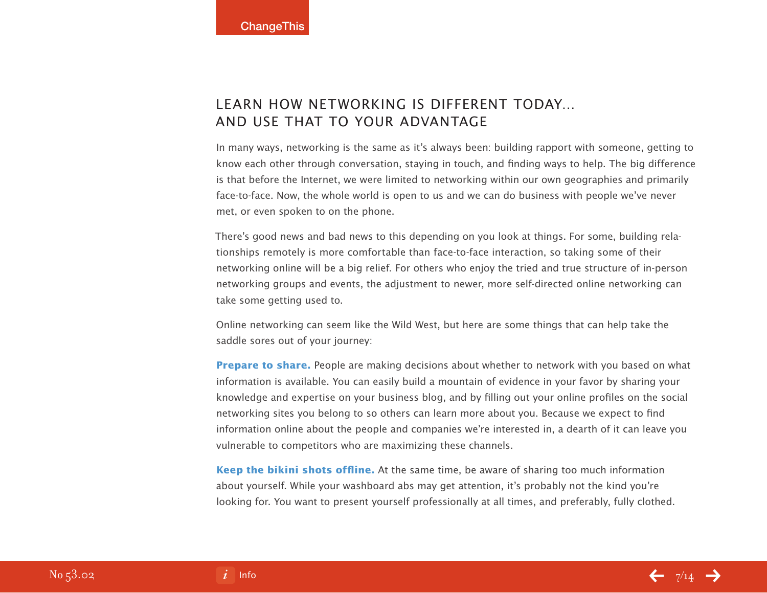## LEARN HOW NETWORKING IS DIFFERENT TODAY… AND USE THAT TO YOUR ADVANTAGE

In many ways, networking is the same as it's always been: building rapport with someone, getting to know each other through conversation, staying in touch, and finding ways to help. The big difference is that before the Internet, we were limited to networking within our own geographies and primarily face-to-face. Now, the whole world is open to us and we can do business with people we've never met, or even spoken to on the phone.

There's good news and bad news to this depending on you look at things. For some, building relationships remotely is more comfortable than face-to-face interaction, so taking some of their networking online will be a big relief. For others who enjoy the tried and true structure of in-person networking groups and events, the adjustment to newer, more self-directed online networking can take some getting used to.

Online networking can seem like the Wild West, but here are some things that can help take the saddle sores out of your journey:

**Prepare to share.** People are making decisions about whether to network with you based on what information is available. You can easily build a mountain of evidence in your favor by sharing your knowledge and expertise on your business blog, and by filling out your online profiles on the social networking sites you belong to so others can learn more about you. Because we expect to find information online about the people and companies we're interested in, a dearth of it can leave you vulnerable to competitors who are maximizing these channels.

**Keep the bikini shots offline.** At the same time, be aware of sharing too much information about yourself. While your washboard abs may get attention, it's probably not the kind you're looking for. You want to present yourself professionally at all times, and preferably, fully clothed.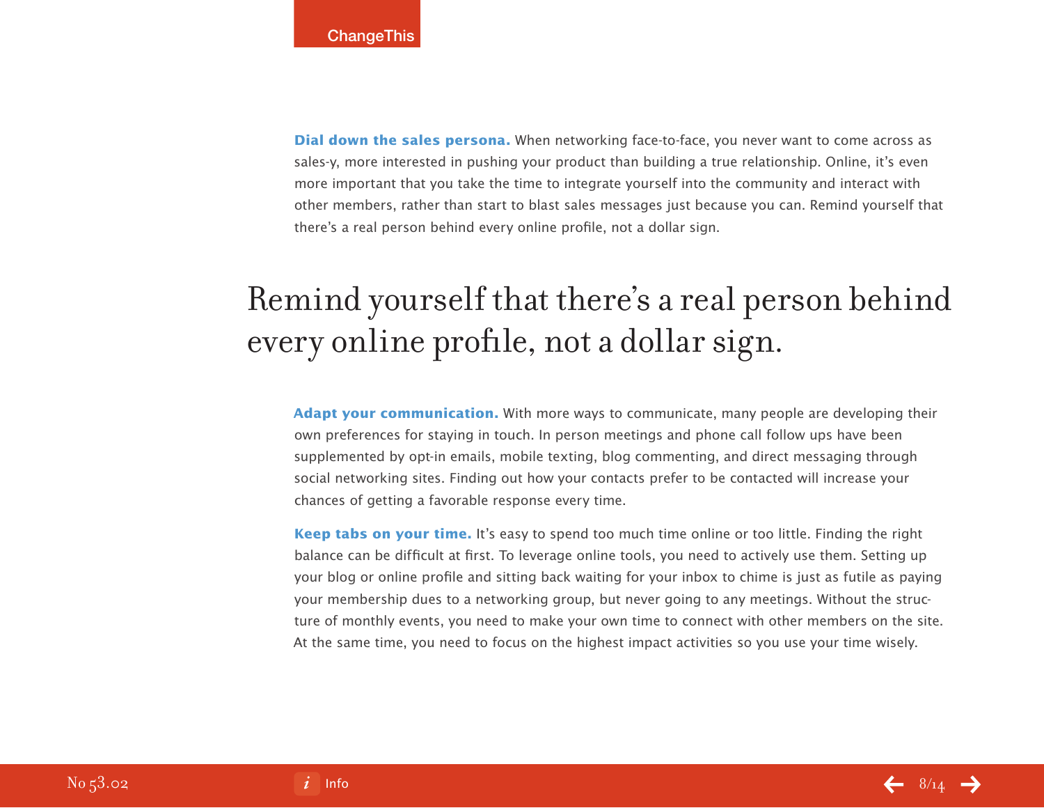**Dial down the sales persona.** When networking face-to-face, you never want to come across as sales-y, more interested in pushing your product than building a true relationship. Online, it's even more important that you take the time to integrate yourself into the community and interact with other members, rather than start to blast sales messages just because you can. Remind yourself that there's a real person behind every online profile, not a dollar sign.

## Remind yourself that there's a real person behind every online profile, not a dollar sign.

**Adapt your communication.** With more ways to communicate, many people are developing their own preferences for staying in touch. In person meetings and phone call follow ups have been supplemented by opt-in emails, mobile texting, blog commenting, and direct messaging through social networking sites. Finding out how your contacts prefer to be contacted will increase your chances of getting a favorable response every time.

**Keep tabs on your time.** It's easy to spend too much time online or too little. Finding the right balance can be difficult at first. To leverage online tools, you need to actively use them. Setting up your blog or online profile and sitting back waiting for your inbox to chime is just as futile as paying your membership dues to a networking group, but never going to any meetings. Without the structure of monthly events, you need to make your own time to connect with other members on the site. At the same time, you need to focus on the highest impact activities so you use your time wisely.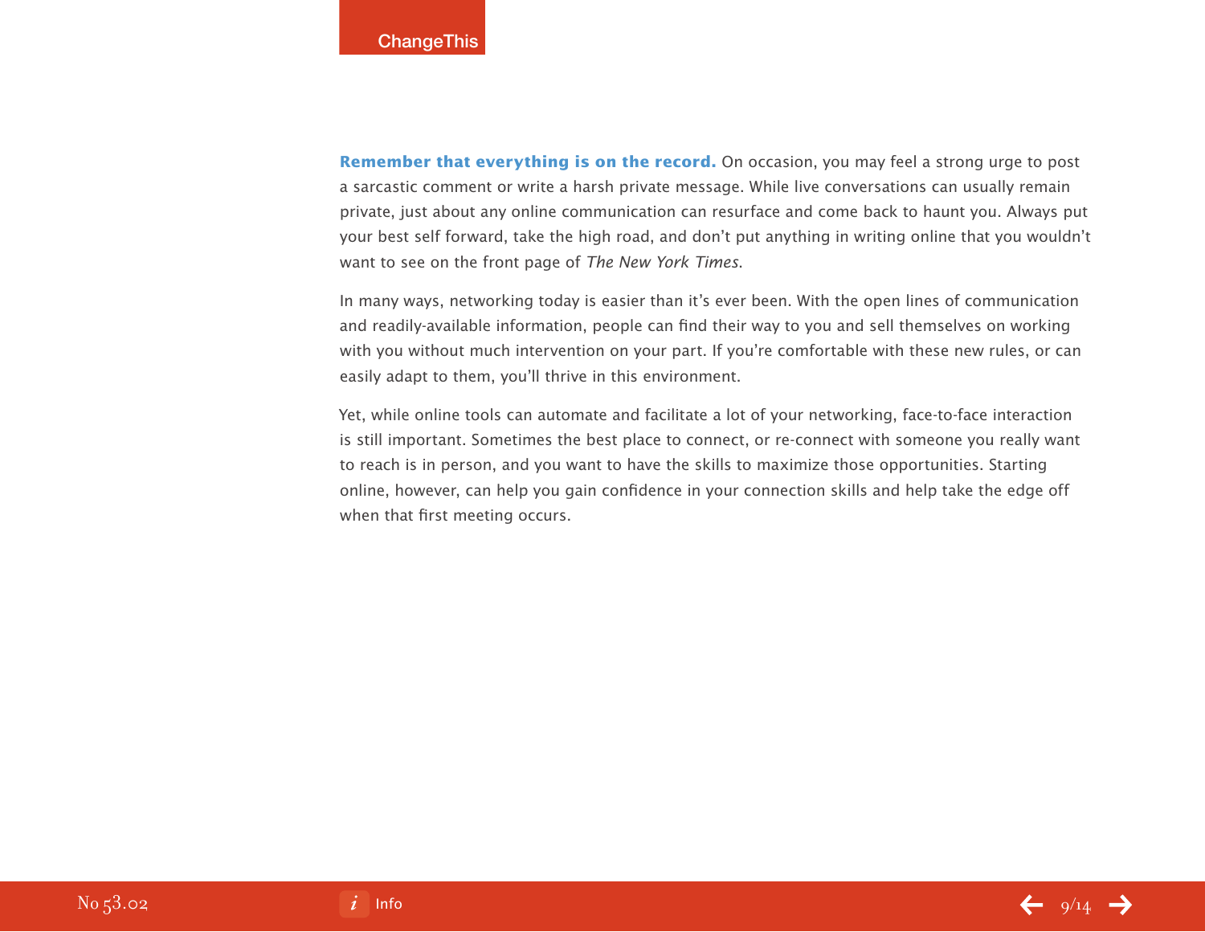**Remember that everything is on the record.** On occasion, you may feel a strong urge to post a sarcastic comment or write a harsh private message. While live conversations can usually remain private, just about any online communication can resurface and come back to haunt you. Always put your best self forward, take the high road, and don't put anything in writing online that you wouldn't want to see on the front page of *The New York Times.*

In many ways, networking today is easier than it's ever been. With the open lines of communication and readily-available information, people can find their way to you and sell themselves on working with you without much intervention on your part. If you're comfortable with these new rules, or can easily adapt to them, you'll thrive in this environment.

Yet, while online tools can automate and facilitate a lot of your networking, face-to-face interaction is still important. Sometimes the best place to connect, or re-connect with someone you really want to reach is in person, and you want to have the skills to maximize those opportunities. Starting online, however, can help you gain confidence in your connection skills and help take the edge off when that first meeting occurs.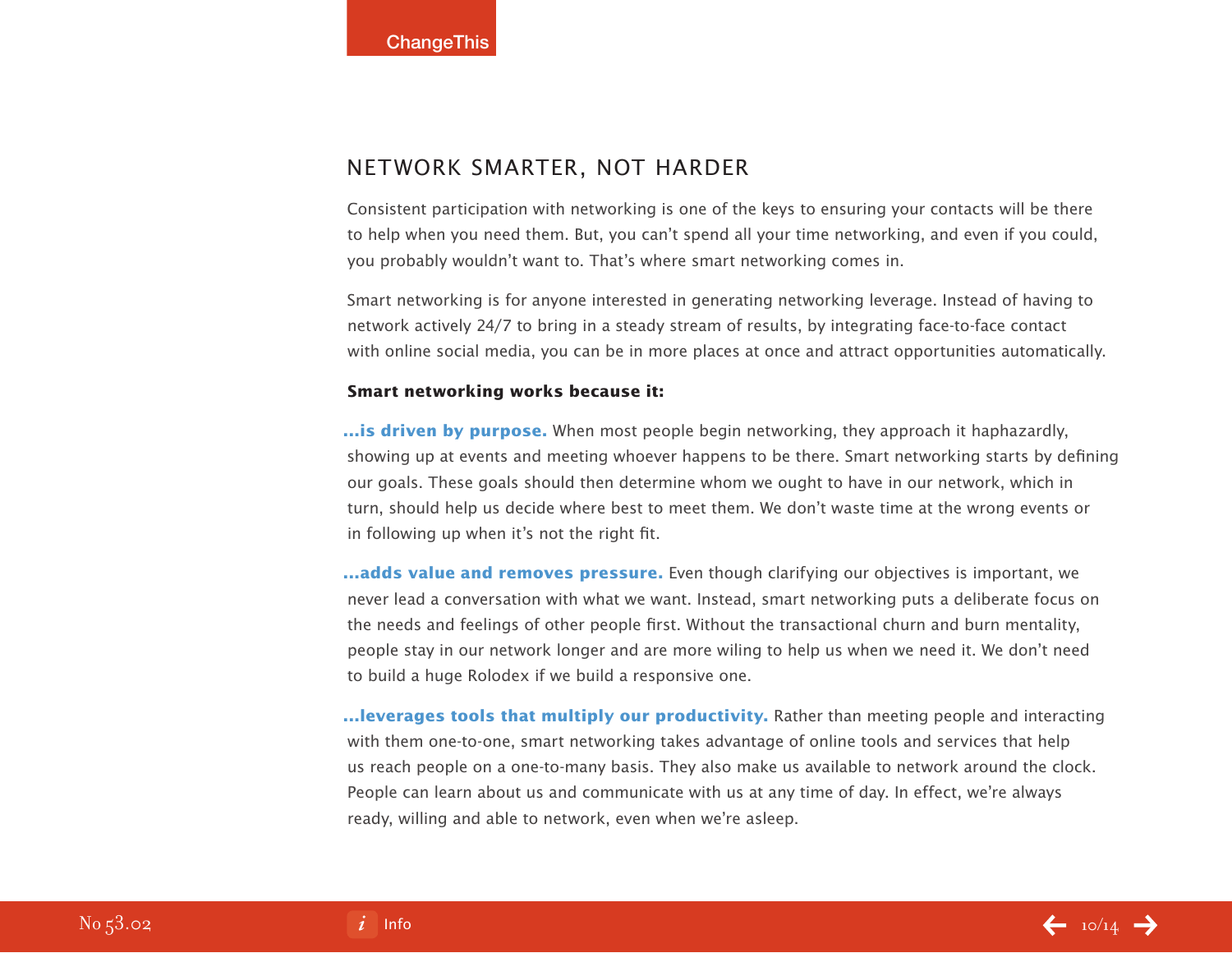## NETWORK SMARTER, NOT HARDER

Consistent participation with networking is one of the keys to ensuring your contacts will be there to help when you need them. But, you can't spend all your time networking, and even if you could, you probably wouldn't want to. That's where smart networking comes in.

Smart networking is for anyone interested in generating networking leverage. Instead of having to network actively 24/7 to bring in a steady stream of results, by integrating face-to-face contact with online social media, you can be in more places at once and attract opportunities automatically.

**Smart networking works because it:**

**...is driven by purpose.** When most people begin networking, they approach it haphazardly, showing up at events and meeting whoever happens to be there. Smart networking starts by defining our goals. These goals should then determine whom we ought to have in our network, which in turn, should help us decide where best to meet them. We don't waste time at the wrong events or in following up when it's not the right fit.

**...adds value and removes pressure.** Even though clarifying our objectives is important, we never lead a conversation with what we want. Instead, smart networking puts a deliberate focus on the needs and feelings of other people first. Without the transactional churn and burn mentality, people stay in our network longer and are more wiling to help us when we need it. We don't need to build a huge Rolodex if we build a responsive one.

**...leverages tools that multiply our productivity.** Rather than meeting people and interacting with them one-to-one, smart networking takes advantage of online tools and services that help us reach people on a one-to-many basis. They also make us available to network around the clock. People can learn about us and communicate with us at any time of day. In effect, we're always ready, willing and able to network, even when we're asleep.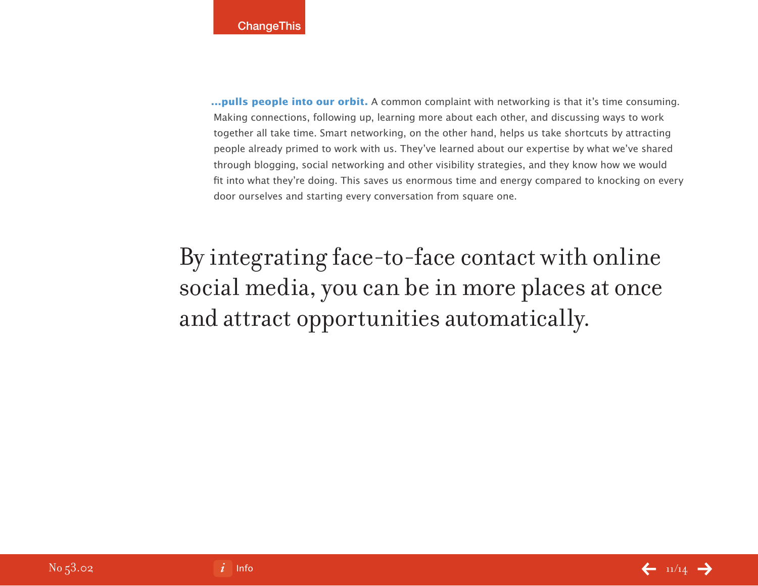**...pulls people into our orbit.** A common complaint with networking is that it's time consuming. Making connections, following up, learning more about each other, and discussing ways to work together all take time. Smart networking, on the other hand, helps us take shortcuts by attracting people already primed to work with us. They've learned about our expertise by what we've shared through blogging, social networking and other visibility strategies, and they know how we would fit into what they're doing. This saves us enormous time and energy compared to knocking on every door ourselves and starting every conversation from square one.

By integrating face-to-face contact with online social media, you can be in more places at once and attract opportunities automatically.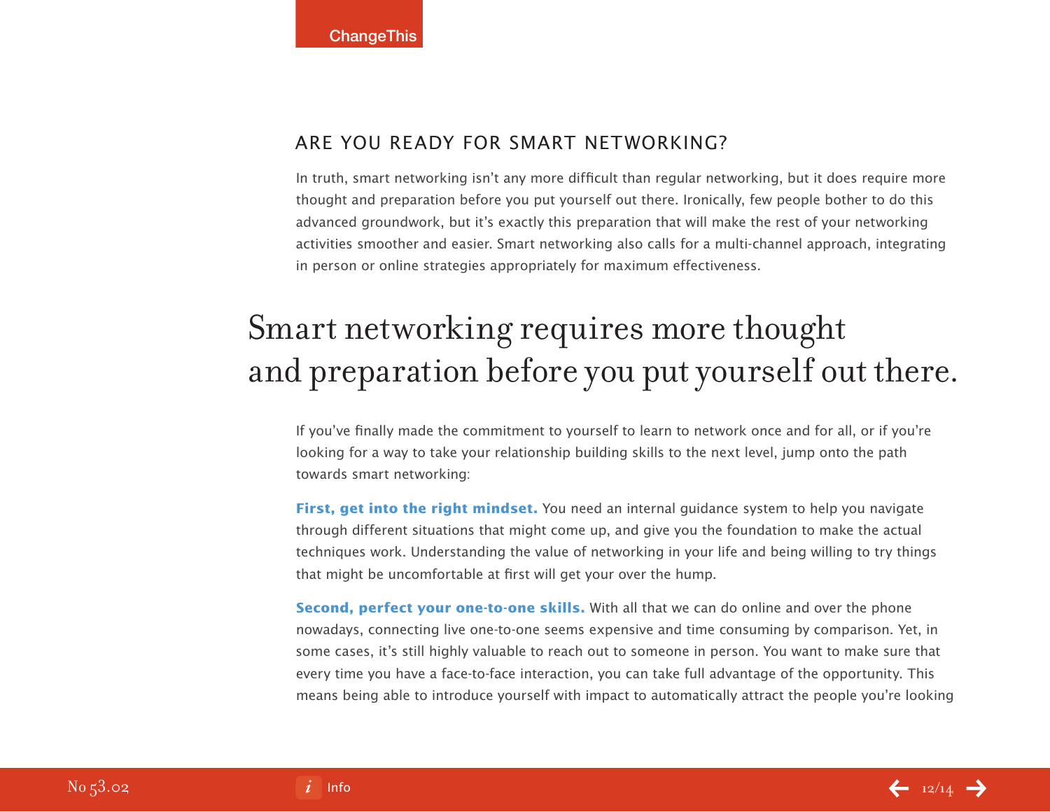## ARE YOU READY FOR SMART NETWORKING?

In truth, smart networking isn't any more difficult than regular networking, but it does require more thought and preparation before you put yourself out there. Ironically, few people bother to do this advanced groundwork, but it's exactly this preparation that will make the rest of your networking activities smoother and easier. Smart networking also calls for a multi-channel approach, integrating in person or online strategies appropriately for maximum effectiveness.

> Smart networking requires more thought and preparation before you put yourself out there.

If you've finally made the commitment to yourself to learn to network once and for all, or if you're looking for a way to take your relationship building skills to the next level, jump onto the path towards smart networking:

**First, get into the right mindset.** You need an internal guidance system to help you navigate through different situations that might come up, and give you the foundation to make the actual techniques work. Understanding the value of networking in your life and being willing to try things that might be uncomfortable at first will get your over the hump.

**Second, perfect your one-to-one skills.** With all that we can do online and over the phone nowadays, connecting live one-to-one seems expensive and time consuming by comparison. Yet, in some cases, it's still highly valuable to reach out to someone in person. You want to make sure that every time you have a face-to-face interaction, you can take full advantage of the opportunity. This means being able to introduce yourself with impact to automatically attract the people you're looking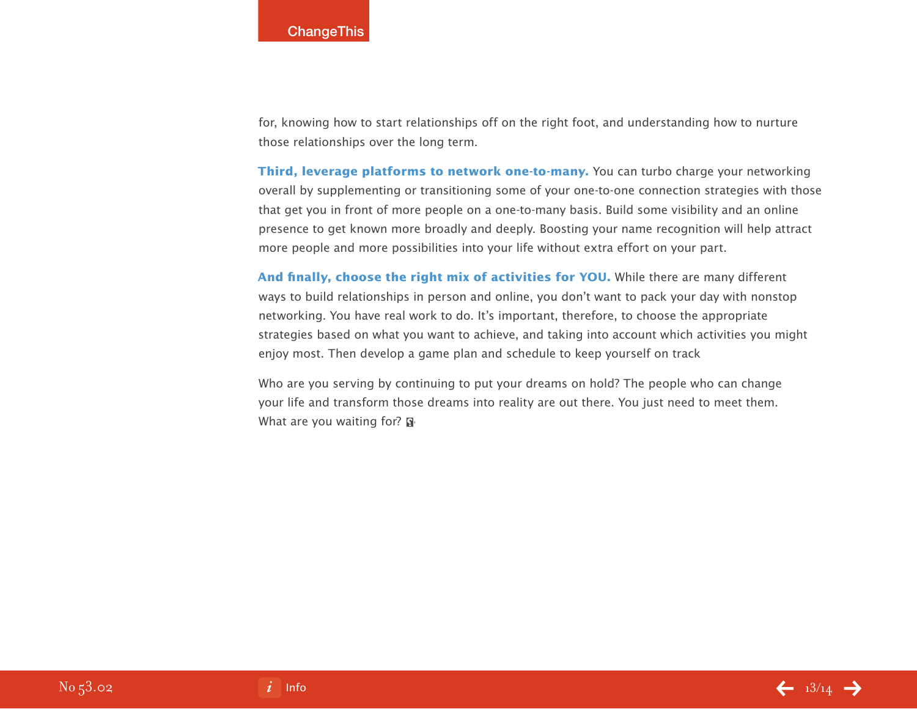for, knowing how to start relationships off on the right foot, and understanding how to nurture those relationships over the long term.

**Third, leverage platforms to network one-to-many.** You can turbo charge your networking overall by supplementing or transitioning some of your one-to-one connection strategies with those that get you in front of more people on a one-to-many basis. Build some visibility and an online presence to get known more broadly and deeply. Boosting your name recognition will help attract more people and more possibilities into your life without extra effort on your part.

**And finally, choose the right mix of activities for YOU.** While there are many different ways to build relationships in person and online, you don't want to pack your day with nonstop networking. You have real work to do. It's important, therefore, to choose the appropriate strategies based on what you want to achieve, and taking into account which activities you might enjoy most. Then develop a game plan and schedule to keep yourself on track

Who are you serving by continuing to put your dreams on hold? The people who can change your life and transform those dreams into reality are out there. You just need to meet them. What are you waiting for?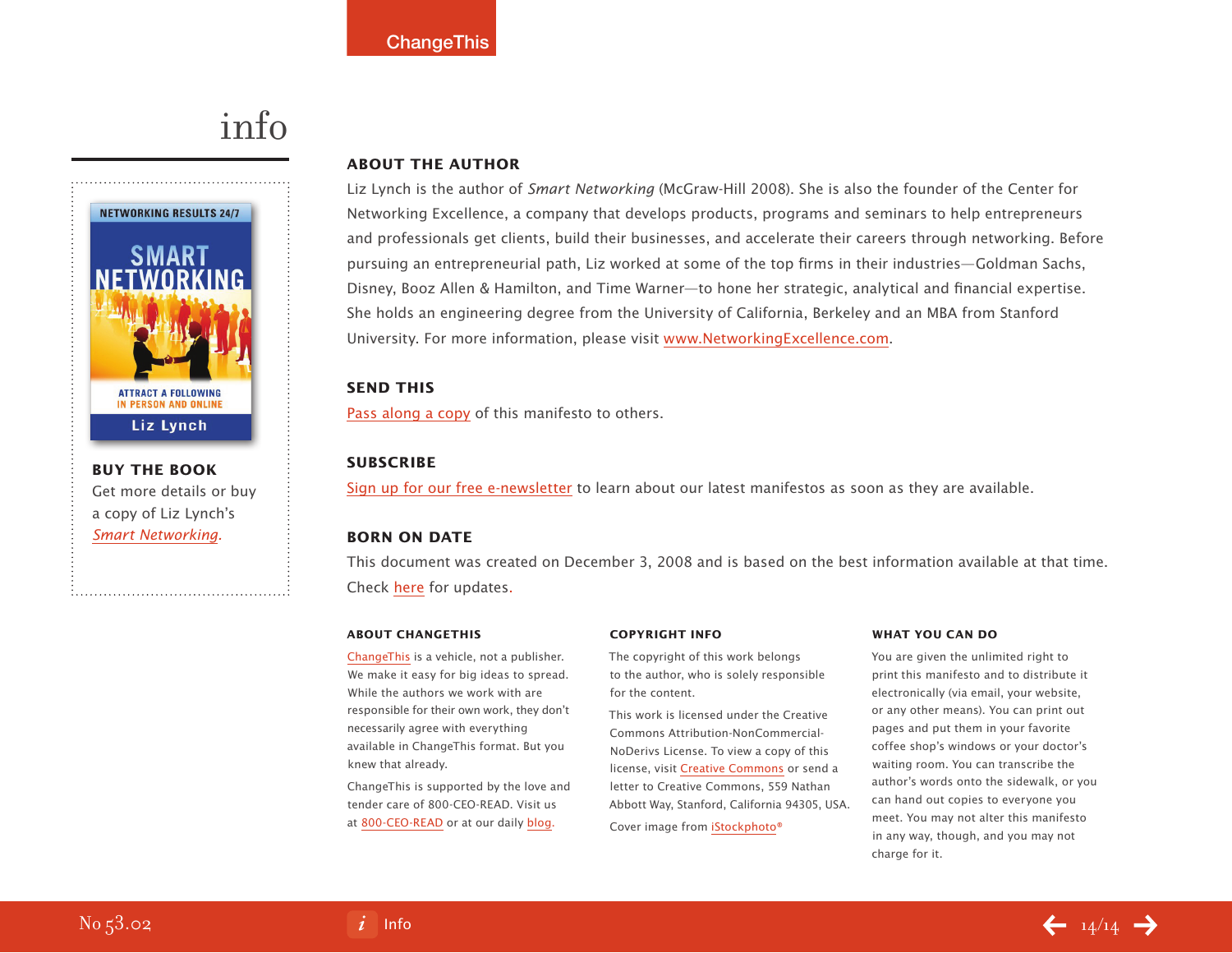# info

**BUY THE BOOK**

Get more details or buy a copy of Liz Lynch's *Smart Networking*.

## ABOUT THE AUTHOR

Liz Lynch is the author of *Smart Networking* (McGraw-Hill 2008). She is also the founder of the Center for Networking Excellence, a company that develops products, programs and seminars to help entrepreneurs and professionals get clients, build their businesses, and accelerate their careers through networking. Before pursuing an entrepreneurial path, Liz worked at some of the top firms in their industries—Goldman Sachs, Disney, Booz Allen & Hamilton, and Time Warner—to hone her strategic, analytical and financial expertise. She holds an engineering degree from the University of California, Berkeley and an MBA from Stanford University. For more information, please visit www.NetworkingExcellence.com.

## SEND THIS

Pass along a copy of this manifesto to others.

## SUBSCRIBE

Sign up for our free e-newsletter to learn about our latest manifestos as soon as they are available.

## BORN ON DATE

This document was created on December 3, 2008 and is based on the best information available at that time. Check here for updates.

### ABOUT CHANGETHIS

ChangeThis is a vehicle, not a publisher. We make it easy for big ideas to spread. While the authors we work with are responsible for their own work, they don't necessarily agree with everything available in ChangeThis format. But you knew that already.

ChangeThis is supported by the love and tender care of 800-CEO-READ. Visit us at 800-CEO-READ or at our daily blog.

### COPYRIGHT INFO

The copyright of this work belongs to the author, who is solely responsible for the content.

This work is licensed under the Creative Commons Attribution-NonCommercial-NoDerivs License. To view a copy of this license, visit Creative Commons or send a letter to Creative Commons, 559 Nathan Abbott Way, Stanford, California 94305, USA.

Cover image from iStockphoto®

### WHAT YOU CAN DO

You are given the unlimited right to print this manifesto and to distribute it electronically (via email, your website, or any other means). You can print out pages and put them in your favorite coffee shop's windows or your doctor's waiting room. You can transcribe the author's words onto the sidewalk, or you can hand out copies to everyone you meet. You may not alter this manifesto in any way, though, and you may not charge for it.